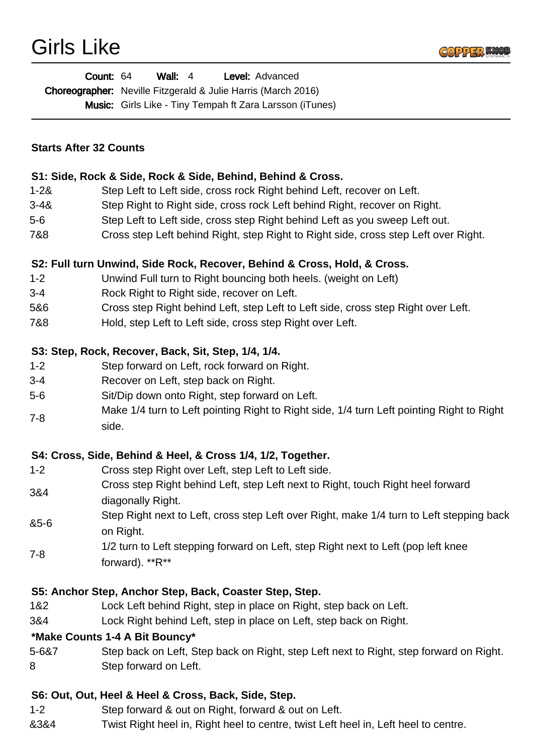# Girls Like

**Count:** 64 **Wall:** 4 **Level:** Advanced
**Choreographer:** Neville Fitzgerald & Julie Harris (March 2016)
**Music:** Girls Like - Tiny Tempah ft Zara Larsson (iTunes)

**Starts After 32 Counts**

**S1: Side, Rock & Side, Rock & Side, Behind, Behind & Cross.**

| | |
|---|---|
| 1-2& | Step Left to Left side, cross rock Right behind Left, recover on Left. |
| 3-4& | Step Right to Right side, cross rock Left behind Right, recover on Right. |
| 5-6 | Step Left to Left side, cross step Right behind Left as you sweep Left out. |
| 7&8 | Cross step Left behind Right, step Right to Right side, cross step Left over Right. |

**S2: Full turn Unwind, Side Rock, Recover, Behind & Cross, Hold, & Cross.**

| | |
|---|---|
| 1-2 | Unwind Full turn to Right bouncing both heels. (weight on Left) |
| 3-4 | Rock Right to Right side, recover on Left. |
| 5&6 | Cross step Right behind Left, step Left to Left side, cross step Right over Left. |
| 7&8 | Hold, step Left to Left side, cross step Right over Left. |

**S3: Step, Rock, Recover, Back, Sit, Step, 1/4, 1/4.**

| | |
|---|---|
| 1-2 | Step forward on Left, rock forward on Right. |
| 3-4 | Recover on Left, step back on Right. |
| 5-6 | Sit/Dip down onto Right, step forward on Left. |
| 7-8 | Make 1/4 turn to Left pointing Right to Right side, 1/4 turn Left pointing Right to Right side. |

**S4: Cross, Side, Behind & Heel, & Cross 1/4, 1/2, Together.**

| | |
|---|---|
| 1-2 | Cross step Right over Left, step Left to Left side. |
| 3&4 | Cross step Right behind Left, step Left next to Right, touch Right heel forward diagonally Right. |
| &5-6 | Step Right next to Left, cross step Left over Right, make 1/4 turn to Left stepping back on Right. |
| 7-8 | 1/2 turn to Left stepping forward on Left, step Right next to Left (pop left knee forward). **R** |

**S5: Anchor Step, Anchor Step, Back, Coaster Step, Step.**

| | |
|---|---|
| 1&2 | Lock Left behind Right, step in place on Right, step back on Left. |
| 3&4 | Lock Right behind Left, step in place on Left, step back on Right. |

***Make Counts 1-4 A Bit Bouncy***

| | |
|---|---|
| 5-6&7 | Step back on Left, Step back on Right, step Left next to Right, step forward on Right. |
| 8 | Step forward on Left. |

**S6: Out, Out, Heel & Heel & Cross, Back, Side, Step.**

| | |
|---|---|
| 1-2 | Step forward & out on Right, forward & out on Left. |
| &3&4 | Twist Right heel in, Right heel to centre, twist Left heel in, Left heel to centre. |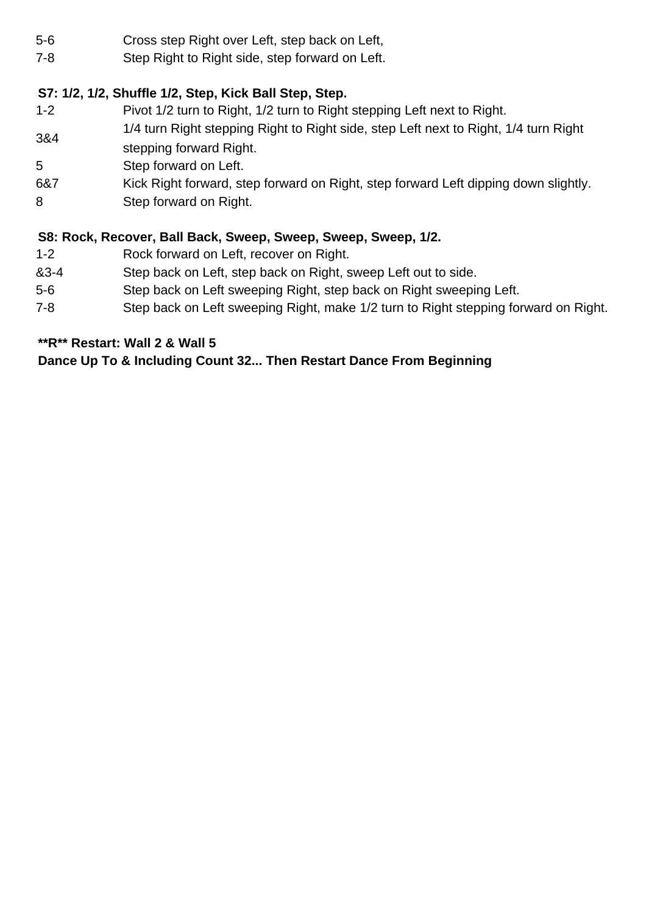| | |
|---|---|
| 5-6 | Cross step Right over Left, step back on Left, |
| 7-8 | Step Right to Right side, step forward on Left. |

**S7: 1/2, 1/2, Shuffle 1/2, Step, Kick Ball Step, Step.**

| | |
|---|---|
| 1-2 | Pivot 1/2 turn to Right, 1/2 turn to Right stepping Left next to Right. |
| 3&4 | 1/4 turn Right stepping Right to Right side, step Left next to Right, 1/4 turn Right stepping forward Right. |
| 5 | Step forward on Left. |
| 6&7 | Kick Right forward, step forward on Right, step forward Left dipping down slightly. |
| 8 | Step forward on Right. |

**S8: Rock, Recover, Ball Back, Sweep, Sweep, Sweep, Sweep, 1/2.**

| | |
|---|---|
| 1-2 | Rock forward on Left, recover on Right. |
| &3-4 | Step back on Left, step back on Right, sweep Left out to side. |
| 5-6 | Step back on Left sweeping Right, step back on Right sweeping Left. |
| 7-8 | Step back on Left sweeping Right, make 1/2 turn to Right stepping forward on Right. |

**\*\*R\*\* Restart: Wall 2 & Wall 5**

**Dance Up To & Including Count 32... Then Restart Dance From Beginning**